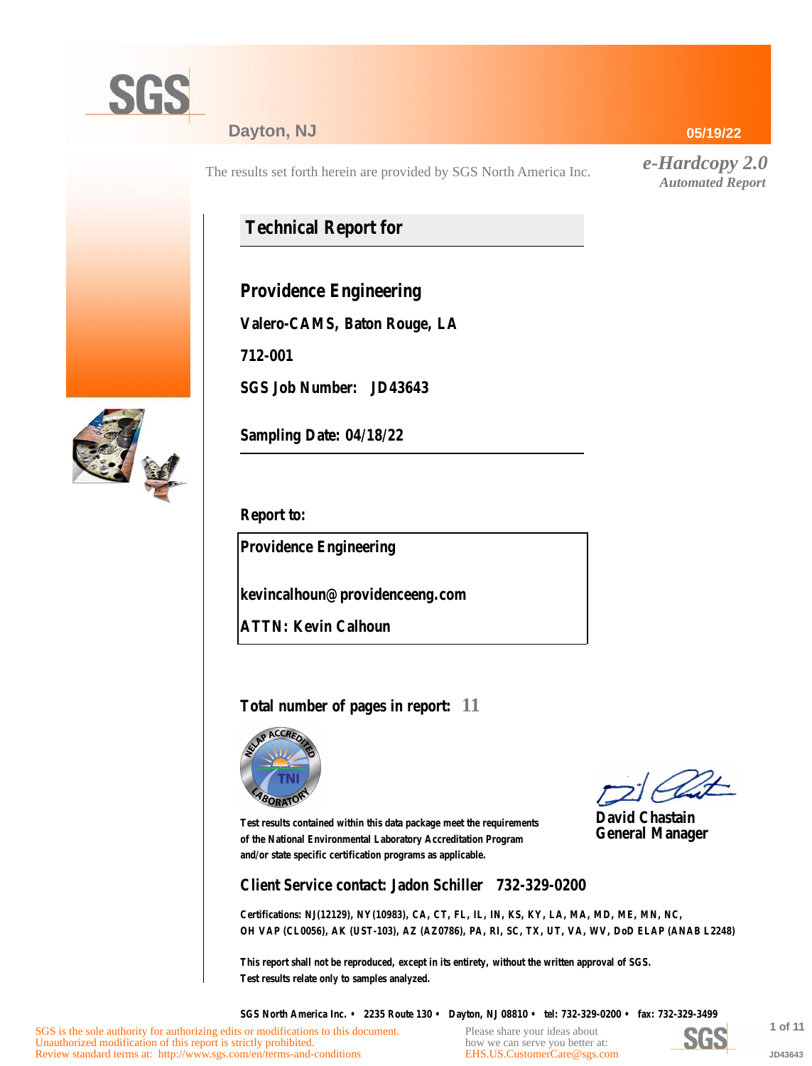SGS

Dayton, NJ

05/19/22

The results set forth herein are provided by SGS North America Inc.

*e-Hardcopy 2.0*
*Automated Report*

# Technical Report for

## Providence Engineering

**Valero-CAMS, Baton Rouge, LA**

**712-001**

**SGS Job Number: JD43643**

**Sampling Date: 04/18/22**

**Report to:**

**Providence Engineering**

**kevincalhoun@providenceeng.com**

**ATTN: Kevin Calhoun**

**Total number of pages in report: 11**

Test results contained within this data package meet the requirements of the National Environmental Laboratory Accreditation Program and/or state specific certification programs as applicable.

**David Chastain**
**General Manager**

**Client Service contact: Jadon Schiller 732-329-0200**

Certifications: NJ(12129), NY(10983), CA, CT, FL, IL, IN, KS, KY, LA, MA, MD, ME, MN, NC, OH VAP (CL0056), AK (UST-103), AZ (AZ0786), PA, RI, SC, TX, UT, VA, WV, DoD ELAP (ANAB L2248)

This report shall not be reproduced, except in its entirety, without the written approval of SGS.
Test results relate only to samples analyzed.

SGS North America Inc. • 2235 Route 130 • Dayton, NJ 08810 • tel: 732-329-0200 • fax: 732-329-3499

SGS is the sole authority for authorizing edits or modifications to this document.
Unauthorized modification of this report is strictly prohibited.
Review standard terms at: http://www.sgs.com/en/terms-and-conditions

Please share your ideas about how we can serve you better at:
EHS.US.CustomerCare@sgs.com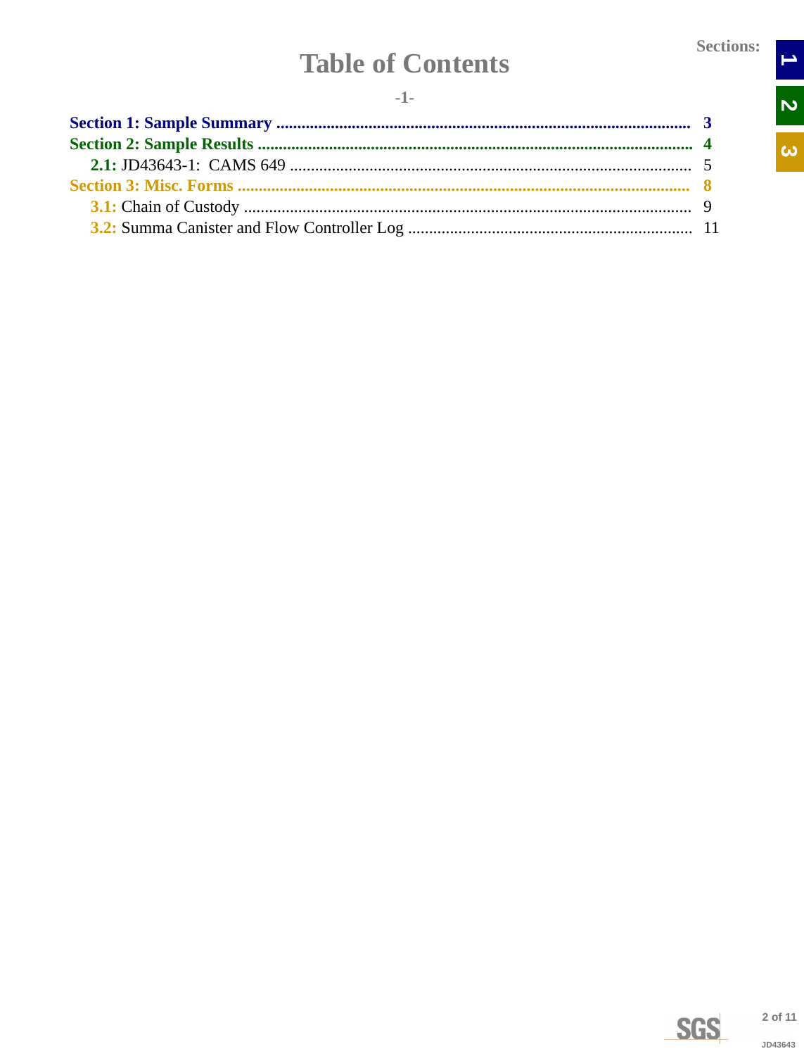# Table of Contents

-1-

**Section 1: Sample Summary** ........................................ 3

**Section 2: Sample Results** ........................................ 4

- **2.1:** JD43643-1: CAMS 649 ........................................ 5

**Section 3: Misc. Forms** ........................................ 8

- **3.1:** Chain of Custody ........................................ 9
- **3.2:** Summa Canister and Flow Controller Log ........................................ 11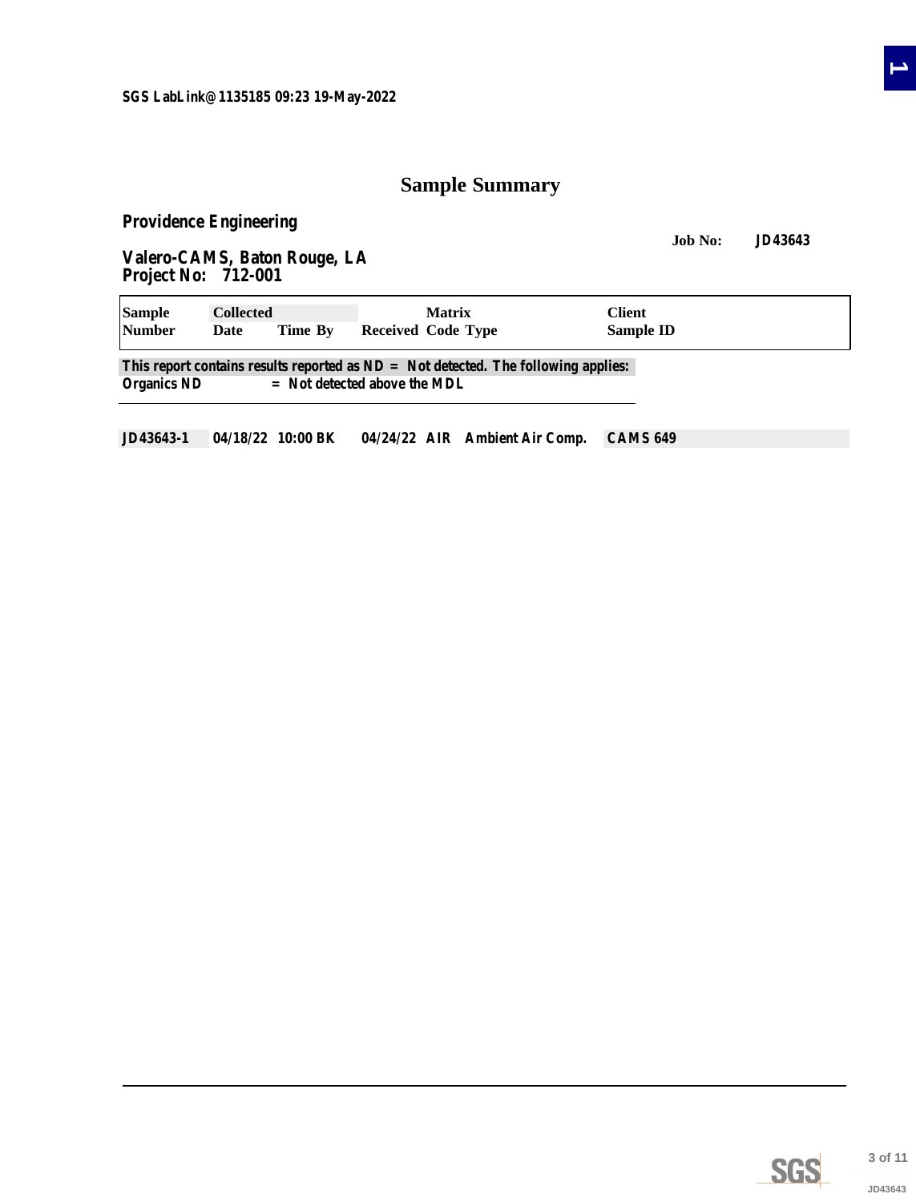SGS LabLink@1135185 09:23 19-May-2022

# Sample Summary

**Providence Engineering**

**Job No: JD43643**

**Valero-CAMS, Baton Rouge, LA**
**Project No: 712-001**

| Sample Number | Collected Date | Time | By | Received | Matrix Code | Type | Client Sample ID |
|---|---|---|---|---|---|---|---|
| JD43643-1 | 04/18/22 | 10:00 | BK | 04/24/22 | AIR | Ambient Air Comp. | CAMS 649 |

This report contains results reported as ND = Not detected. The following applies:
Organics ND = Not detected above the MDL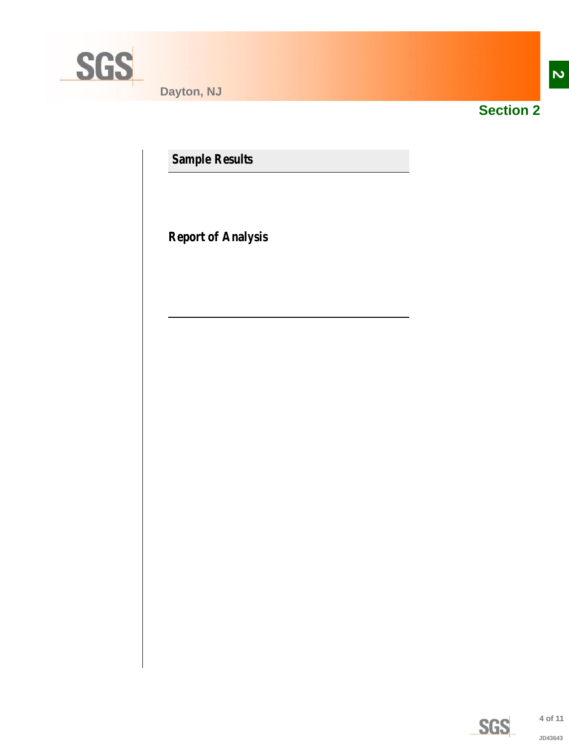# Section 2

## Sample Results

## Report of Analysis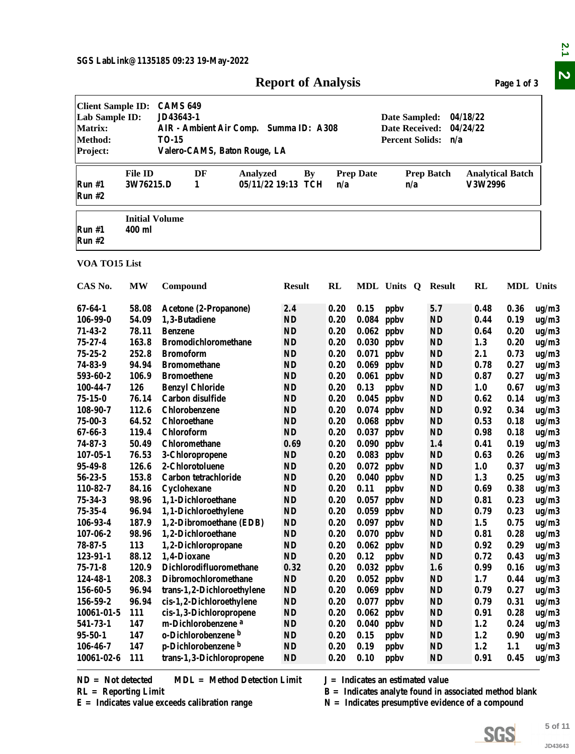SGS LabLink@1135185 09:23 19-May-2022

# Report of Analysis

| | | | |
|---|---|---|---|
| **Client Sample ID:** | CAMS 649 | | |
| **Lab Sample ID:** | JD43643-1 | **Date Sampled:** | 04/18/22 |
| **Matrix:** | AIR - Ambient Air Comp. Summa ID: A308 | **Date Received:** | 04/24/22 |
| **Method:** | TO-15 | **Percent Solids:** | n/a |
| **Project:** | Valero-CAMS, Baton Rouge, LA | | |

| | File ID | DF | Analyzed | By | Prep Date | Prep Batch | Analytical Batch |
|---|---|---|---|---|---|---|---|
| Run #1 | 3W76215.D | 1 | 05/11/22 19:13 | TCH | n/a | n/a | V3W2996 |
| Run #2 | | | | | | | |

| | Initial Volume |
|---|---|
| Run #1 | 400 ml |
| Run #2 | |

**VOA TO15 List**

| CAS No. | MW | Compound | Result | RL | MDL | Units | Q | Result | RL | MDL | Units |
|---|---|---|---|---|---|---|---|---|---|---|---|
| 67-64-1 | 58.08 | Acetone (2-Propanone) | 2.4 | 0.20 | 0.15 | ppbv | | 5.7 | 0.48 | 0.36 | ug/m3 |
| 106-99-0 | 54.09 | 1,3-Butadiene | ND | 0.20 | 0.084 | ppbv | | ND | 0.44 | 0.19 | ug/m3 |
| 71-43-2 | 78.11 | Benzene | ND | 0.20 | 0.062 | ppbv | | ND | 0.64 | 0.20 | ug/m3 |
| 75-27-4 | 163.8 | Bromodichloromethane | ND | 0.20 | 0.030 | ppbv | | ND | 1.3 | 0.20 | ug/m3 |
| 75-25-2 | 252.8 | Bromoform | ND | 0.20 | 0.071 | ppbv | | ND | 2.1 | 0.73 | ug/m3 |
| 74-83-9 | 94.94 | Bromomethane | ND | 0.20 | 0.069 | ppbv | | ND | 0.78 | 0.27 | ug/m3 |
| 593-60-2 | 106.9 | Bromoethene | ND | 0.20 | 0.061 | ppbv | | ND | 0.87 | 0.27 | ug/m3 |
| 100-44-7 | 126 | Benzyl Chloride | ND | 0.20 | 0.13 | ppbv | | ND | 1.0 | 0.67 | ug/m3 |
| 75-15-0 | 76.14 | Carbon disulfide | ND | 0.20 | 0.045 | ppbv | | ND | 0.62 | 0.14 | ug/m3 |
| 108-90-7 | 112.6 | Chlorobenzene | ND | 0.20 | 0.074 | ppbv | | ND | 0.92 | 0.34 | ug/m3 |
| 75-00-3 | 64.52 | Chloroethane | ND | 0.20 | 0.068 | ppbv | | ND | 0.53 | 0.18 | ug/m3 |
| 67-66-3 | 119.4 | Chloroform | ND | 0.20 | 0.037 | ppbv | | ND | 0.98 | 0.18 | ug/m3 |
| 74-87-3 | 50.49 | Chloromethane | 0.69 | 0.20 | 0.090 | ppbv | | 1.4 | 0.41 | 0.19 | ug/m3 |
| 107-05-1 | 76.53 | 3-Chloropropene | ND | 0.20 | 0.083 | ppbv | | ND | 0.63 | 0.26 | ug/m3 |
| 95-49-8 | 126.6 | 2-Chlorotoluene | ND | 0.20 | 0.072 | ppbv | | ND | 1.0 | 0.37 | ug/m3 |
| 56-23-5 | 153.8 | Carbon tetrachloride | ND | 0.20 | 0.040 | ppbv | | ND | 1.3 | 0.25 | ug/m3 |
| 110-82-7 | 84.16 | Cyclohexane | ND | 0.20 | 0.11 | ppbv | | ND | 0.69 | 0.38 | ug/m3 |
| 75-34-3 | 98.96 | 1,1-Dichloroethane | ND | 0.20 | 0.057 | ppbv | | ND | 0.81 | 0.23 | ug/m3 |
| 75-35-4 | 96.94 | 1,1-Dichloroethylene | ND | 0.20 | 0.059 | ppbv | | ND | 0.79 | 0.23 | ug/m3 |
| 106-93-4 | 187.9 | 1,2-Dibromoethane (EDB) | ND | 0.20 | 0.097 | ppbv | | ND | 1.5 | 0.75 | ug/m3 |
| 107-06-2 | 98.96 | 1,2-Dichloroethane | ND | 0.20 | 0.070 | ppbv | | ND | 0.81 | 0.28 | ug/m3 |
| 78-87-5 | 113 | 1,2-Dichloropropane | ND | 0.20 | 0.062 | ppbv | | ND | 0.92 | 0.29 | ug/m3 |
| 123-91-1 | 88.12 | 1,4-Dioxane | ND | 0.20 | 0.12 | ppbv | | ND | 0.72 | 0.43 | ug/m3 |
| 75-71-8 | 120.9 | Dichlorodifluoromethane | 0.32 | 0.20 | 0.032 | ppbv | | 1.6 | 0.99 | 0.16 | ug/m3 |
| 124-48-1 | 208.3 | Dibromochloromethane | ND | 0.20 | 0.052 | ppbv | | ND | 1.7 | 0.44 | ug/m3 |
| 156-60-5 | 96.94 | trans-1,2-Dichloroethylene | ND | 0.20 | 0.069 | ppbv | | ND | 0.79 | 0.27 | ug/m3 |
| 156-59-2 | 96.94 | cis-1,2-Dichloroethylene | ND | 0.20 | 0.077 | ppbv | | ND | 0.79 | 0.31 | ug/m3 |
| 10061-01-5 | 111 | cis-1,3-Dichloropropene | ND | 0.20 | 0.062 | ppbv | | ND | 0.91 | 0.28 | ug/m3 |
| 541-73-1 | 147 | m-Dichlorobenzene [a] | ND | 0.20 | 0.040 | ppbv | | ND | 1.2 | 0.24 | ug/m3 |
| 95-50-1 | 147 | o-Dichlorobenzene [b] | ND | 0.20 | 0.15 | ppbv | | ND | 1.2 | 0.90 | ug/m3 |
| 106-46-7 | 147 | p-Dichlorobenzene [b] | ND | 0.20 | 0.19 | ppbv | | ND | 1.2 | 1.1 | ug/m3 |
| 10061-02-6 | 111 | trans-1,3-Dichloropropene | ND | 0.20 | 0.10 | ppbv | | ND | 0.91 | 0.45 | ug/m3 |

ND = Not detected  MDL = Method Detection Limit  J = Indicates an estimated value
RL = Reporting Limit  B = Indicates analyte found in associated method blank
E = Indicates value exceeds calibration range  N = Indicates presumptive evidence of a compound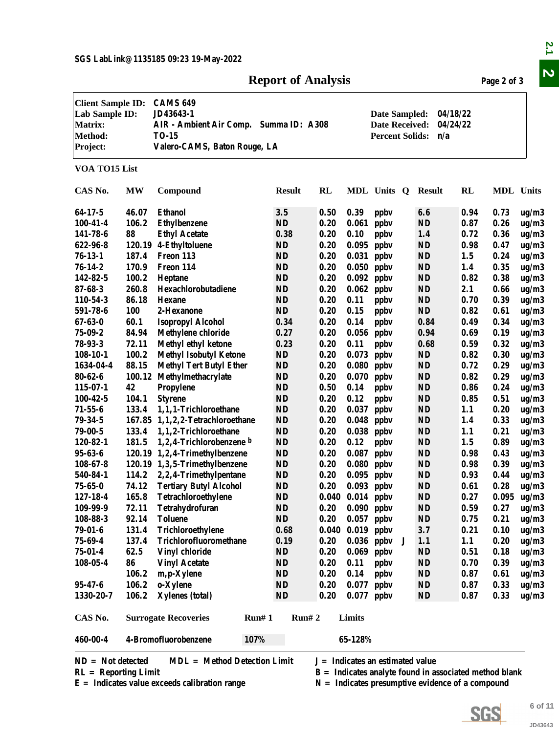SGS LabLink@1135185 09:23 19-May-2022

# Report of Analysis

Page 2 of 3

| | | | |
|---|---|---|---|
| **Client Sample ID:** | CAMS 649 | | |
| **Lab Sample ID:** | JD43643-1 | **Date Sampled:** | 04/18/22 |
| **Matrix:** | AIR - Ambient Air Comp. Summa ID: A308 | **Date Received:** | 04/24/22 |
| **Method:** | TO-15 | **Percent Solids:** | n/a |
| **Project:** | Valero-CAMS, Baton Rouge, LA | | |

**VOA TO15 List**

| CAS No. | MW | Compound | Result | RL | MDL | Units | Q | Result | RL | MDL | Units |
|---|---|---|---|---|---|---|---|---|---|---|---|
| 64-17-5 | 46.07 | Ethanol | 3.5 | 0.50 | 0.39 | ppbv | | 6.6 | 0.94 | 0.73 | ug/m3 |
| 100-41-4 | 106.2 | Ethylbenzene | ND | 0.20 | 0.061 | ppbv | | ND | 0.87 | 0.26 | ug/m3 |
| 141-78-6 | 88 | Ethyl Acetate | 0.38 | 0.20 | 0.10 | ppbv | | 1.4 | 0.72 | 0.36 | ug/m3 |
| 622-96-8 | 120.19 | 4-Ethyltoluene | ND | 0.20 | 0.095 | ppbv | | ND | 0.98 | 0.47 | ug/m3 |
| 76-13-1 | 187.4 | Freon 113 | ND | 0.20 | 0.031 | ppbv | | ND | 1.5 | 0.24 | ug/m3 |
| 76-14-2 | 170.9 | Freon 114 | ND | 0.20 | 0.050 | ppbv | | ND | 1.4 | 0.35 | ug/m3 |
| 142-82-5 | 100.2 | Heptane | ND | 0.20 | 0.092 | ppbv | | ND | 0.82 | 0.38 | ug/m3 |
| 87-68-3 | 260.8 | Hexachlorobutadiene | ND | 0.20 | 0.062 | ppbv | | ND | 2.1 | 0.66 | ug/m3 |
| 110-54-3 | 86.18 | Hexane | ND | 0.20 | 0.11 | ppbv | | ND | 0.70 | 0.39 | ug/m3 |
| 591-78-6 | 100 | 2-Hexanone | ND | 0.20 | 0.15 | ppbv | | ND | 0.82 | 0.61 | ug/m3 |
| 67-63-0 | 60.1 | Isopropyl Alcohol | 0.34 | 0.20 | 0.14 | ppbv | | 0.84 | 0.49 | 0.34 | ug/m3 |
| 75-09-2 | 84.94 | Methylene chloride | 0.27 | 0.20 | 0.056 | ppbv | | 0.94 | 0.69 | 0.19 | ug/m3 |
| 78-93-3 | 72.11 | Methyl ethyl ketone | 0.23 | 0.20 | 0.11 | ppbv | | 0.68 | 0.59 | 0.32 | ug/m3 |
| 108-10-1 | 100.2 | Methyl Isobutyl Ketone | ND | 0.20 | 0.073 | ppbv | | ND | 0.82 | 0.30 | ug/m3 |
| 1634-04-4 | 88.15 | Methyl Tert Butyl Ether | ND | 0.20 | 0.080 | ppbv | | ND | 0.72 | 0.29 | ug/m3 |
| 80-62-6 | 100.12 | Methylmethacrylate | ND | 0.20 | 0.070 | ppbv | | ND | 0.82 | 0.29 | ug/m3 |
| 115-07-1 | 42 | Propylene | ND | 0.50 | 0.14 | ppbv | | ND | 0.86 | 0.24 | ug/m3 |
| 100-42-5 | 104.1 | Styrene | ND | 0.20 | 0.12 | ppbv | | ND | 0.85 | 0.51 | ug/m3 |
| 71-55-6 | 133.4 | 1,1,1-Trichloroethane | ND | 0.20 | 0.037 | ppbv | | ND | 1.1 | 0.20 | ug/m3 |
| 79-34-5 | 167.85 | 1,1,2,2-Tetrachloroethane | ND | 0.20 | 0.048 | ppbv | | ND | 1.4 | 0.33 | ug/m3 |
| 79-00-5 | 133.4 | 1,1,2-Trichloroethane | ND | 0.20 | 0.038 | ppbv | | ND | 1.1 | 0.21 | ug/m3 |
| 120-82-1 | 181.5 | 1,2,4-Trichlorobenzene [b] | ND | 0.20 | 0.12 | ppbv | | ND | 1.5 | 0.89 | ug/m3 |
| 95-63-6 | 120.19 | 1,2,4-Trimethylbenzene | ND | 0.20 | 0.087 | ppbv | | ND | 0.98 | 0.43 | ug/m3 |
| 108-67-8 | 120.19 | 1,3,5-Trimethylbenzene | ND | 0.20 | 0.080 | ppbv | | ND | 0.98 | 0.39 | ug/m3 |
| 540-84-1 | 114.2 | 2,2,4-Trimethylpentane | ND | 0.20 | 0.095 | ppbv | | ND | 0.93 | 0.44 | ug/m3 |
| 75-65-0 | 74.12 | Tertiary Butyl Alcohol | ND | 0.20 | 0.093 | ppbv | | ND | 0.61 | 0.28 | ug/m3 |
| 127-18-4 | 165.8 | Tetrachloroethylene | ND | 0.040 | 0.014 | ppbv | | ND | 0.27 | 0.095 | ug/m3 |
| 109-99-9 | 72.11 | Tetrahydrofuran | ND | 0.20 | 0.090 | ppbv | | ND | 0.59 | 0.27 | ug/m3 |
| 108-88-3 | 92.14 | Toluene | ND | 0.20 | 0.057 | ppbv | | ND | 0.75 | 0.21 | ug/m3 |
| 79-01-6 | 131.4 | Trichloroethylene | 0.68 | 0.040 | 0.019 | ppbv | | 3.7 | 0.21 | 0.10 | ug/m3 |
| 75-69-4 | 137.4 | Trichlorofluoromethane | 0.19 | 0.20 | 0.036 | ppbv | J | 1.1 | 1.1 | 0.20 | ug/m3 |
| 75-01-4 | 62.5 | Vinyl chloride | ND | 0.20 | 0.069 | ppbv | | ND | 0.51 | 0.18 | ug/m3 |
| 108-05-4 | 86 | Vinyl Acetate | ND | 0.20 | 0.11 | ppbv | | ND | 0.70 | 0.39 | ug/m3 |
| | 106.2 | m,p-Xylene | ND | 0.20 | 0.14 | ppbv | | ND | 0.87 | 0.61 | ug/m3 |
| 95-47-6 | 106.2 | o-Xylene | ND | 0.20 | 0.077 | ppbv | | ND | 0.87 | 0.33 | ug/m3 |
| 1330-20-7 | 106.2 | Xylenes (total) | ND | 0.20 | 0.077 | ppbv | | ND | 0.87 | 0.33 | ug/m3 |

| CAS No. | Surrogate Recoveries | Run# 1 | Run# 2 | Limits |
|---|---|---|---|---|
| 460-00-4 | 4-Bromofluorobenzene | 107% | | 65-128% |

ND = Not detected   MDL = Method Detection Limit   J = Indicates an estimated value
RL = Reporting Limit   B = Indicates analyte found in associated method blank
E = Indicates value exceeds calibration range   N = Indicates presumptive evidence of a compound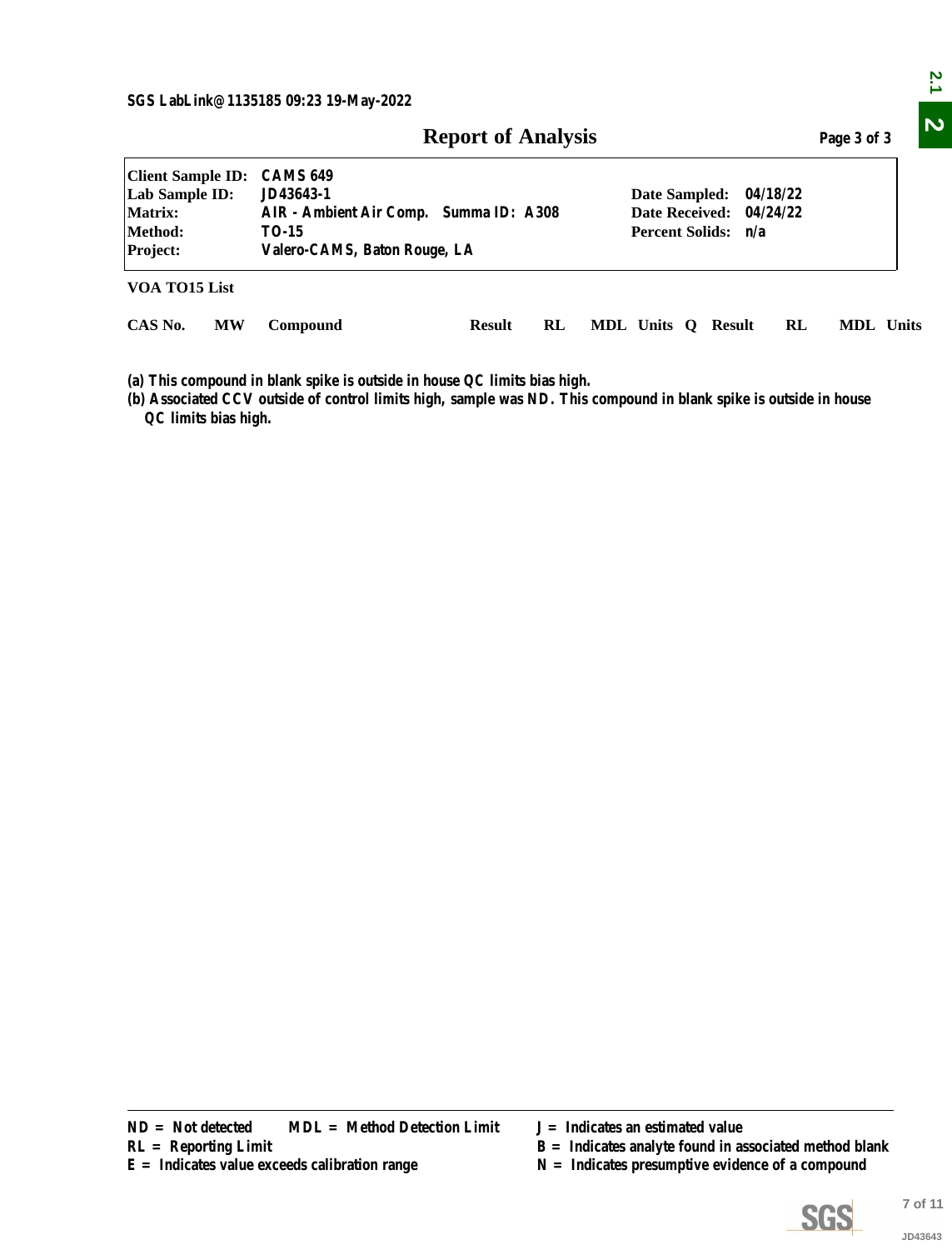SGS LabLink@1135185 09:23 19-May-2022

# Report of Analysis

| | | | |
|---|---|---|---|
| **Client Sample ID:** | CAMS 649 | | |
| **Lab Sample ID:** | JD43643-1 | **Date Sampled:** | 04/18/22 |
| **Matrix:** | AIR - Ambient Air Comp. Summa ID: A308 | **Date Received:** | 04/24/22 |
| **Method:** | TO-15 | **Percent Solids:** | n/a |
| **Project:** | Valero-CAMS, Baton Rouge, LA | | |

**VOA TO15 List**

| CAS No. | MW | Compound | Result | RL | MDL | Units | Q | Result | RL | MDL | Units |
|---|---|---|---|---|---|---|---|---|---|---|---|

(a) This compound in blank spike is outside in house QC limits bias high.
(b) Associated CCV outside of control limits high, sample was ND. This compound in blank spike is outside in house QC limits bias high.

ND = Not detected   MDL = Method Detection Limit
RL = Reporting Limit
E = Indicates value exceeds calibration range
J = Indicates an estimated value
B = Indicates analyte found in associated method blank
N = Indicates presumptive evidence of a compound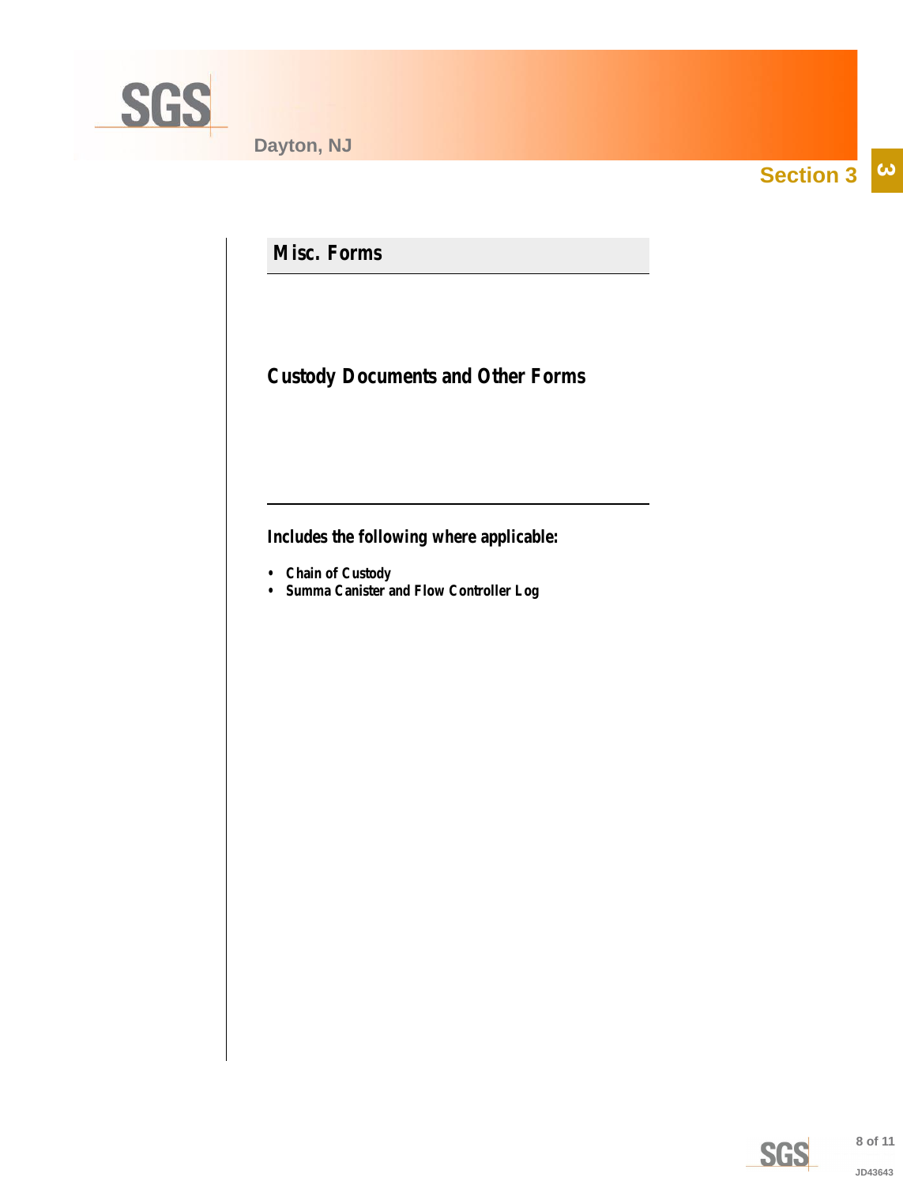Dayton, NJ

Section 3

## Misc. Forms

### Custody Documents and Other Forms

**Includes the following where applicable:**

- **Chain of Custody**
- **Summa Canister and Flow Controller Log**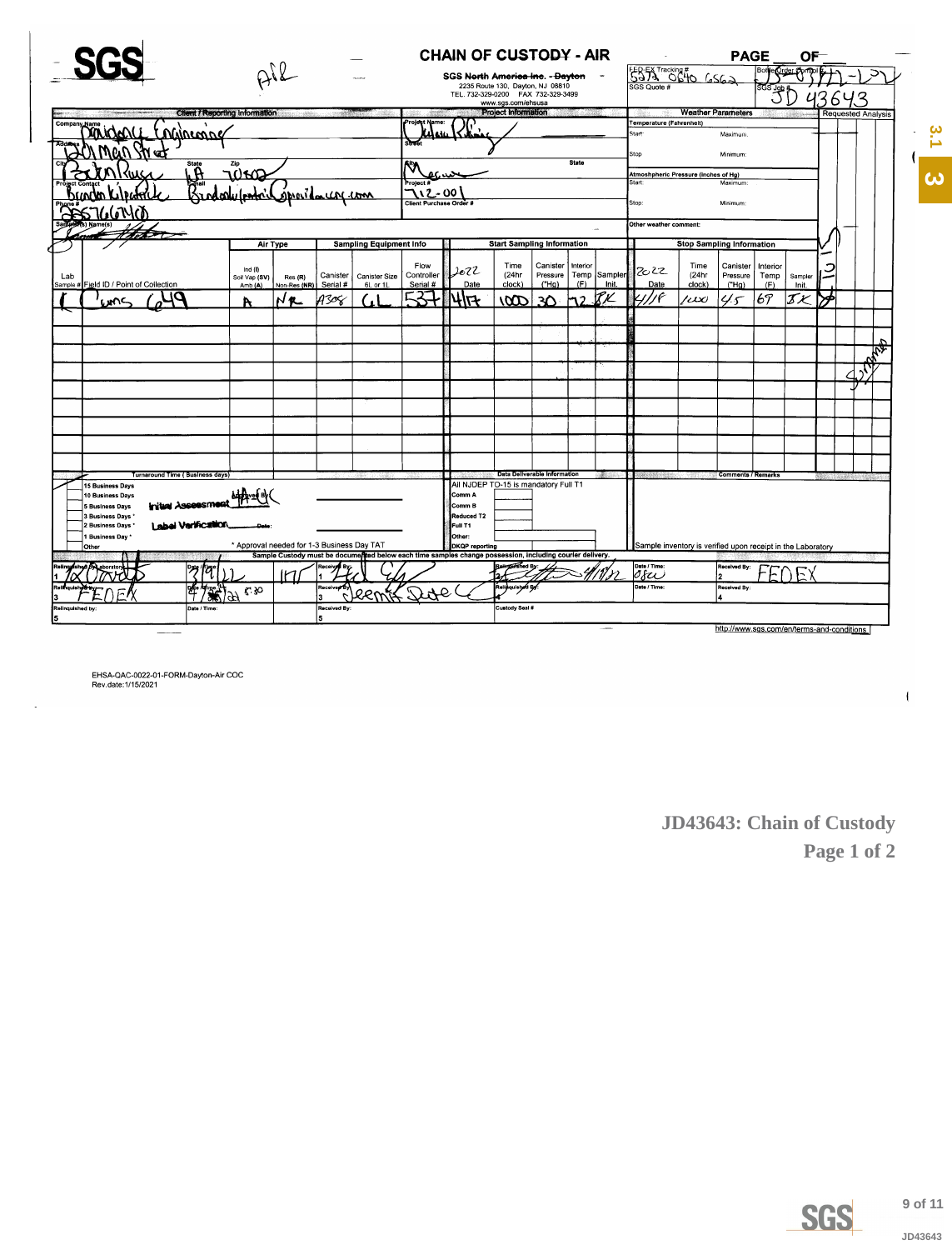# SGS

# CHAIN OF CUSTODY - AIR

AIR

SGS North America Inc. - Dayton
2235 Route 130, Dayton, NJ 08810
TEL. 732-329-0200 FAX 732-329-3499
www.sgs.com/ehsusa

PAGE ___ OF ___

FED-EX Tracking #: 5373 0640 6562
Bottle Order Control #:
SGS Quote #:
SGS Job #: JD 43643

| Client / Reporting Information | Project Information | Weather Parameters |
|---|---|---|
| Company Name: Providence Engineering | Project Name: Kaiser Refining | Temperature (Fahrenheit) Start: Maximum: |
| Address: 1201 Main Street | Street: | Stop: Minimum: |
| City: Baton Rouge State: LA Zip: 70802 | City: Meraux State: | Atmospheric Pressure (inches of Hg) Start: Maximum: |
| Project Contact: Brandon Kilpatrick Email: Brandon.kilpatrick@providenceeng.com | Project #: 712-001 | Stop: Minimum: |
| Phone #: 2257666100 | Client Purchase Order # | Other weather comment: |
| Sampler(s) Name(s): | | |

Requested Analysis: TO15

| Lab Sample # | Field ID / Point of Collection | Air Type: Ind (I) Soil Vap (SV) Amb (A) | Res (R) Non-Res (NR) | Canister Serial # | Canister Size 6L or 1L | Flow Controller Serial # | Start Date 2022 | Start Time (24hr clock) | Start Canister Pressure ("Hg) | Start Interior Temp (F) | Start Sampler Init. | Stop Date 2022 | Stop Time (24hr clock) | Stop Canister Pressure ("Hg) | Stop Interior Temp (F) | Stop Sampler Init. | TO15 |
|---|---|---|---|---|---|---|---|---|---|---|---|---|---|---|---|---|---|
| 1 | UMS 649 | A | NR | A308 | 6L | 537 | 4/7 | 1000 | 30 | 72 | BK | 4/18 | 1000 | 4.5 | 69 | BK | X |

| Turnaround Time (Business days) | Data Deliverable Information | Comments / Remarks |
|---|---|---|
| 15 Business Days | All NJDEP TO-15 is mandatory Full T1 | |
| 10 Business Days — Approved By: | Comm A | |
| 5 Business Days — Initial Assessment | Comm B | |
| 3 Business Days * | Reduced T2 | |
| 2 Business Days * — Label Verification | Full T1 | |
| 1 Business Day * | Other: | |
| Other — * Approval needed for 1-3 Business Day TAT | DKQP reporting | Sample inventory is verified upon receipt in the Laboratory |

Sample Custody must be documented below each time samples change possession, including courier delivery.

| Relinquished by | Date / Time | Received By | Relinquished By | Date / Time | Received By |
|---|---|---|---|---|---|
| 1 (Laboratory) | 3/9/22 1117 | 1 | 2 | 4/11/22 0800 | 2 FEDEX |
| 3 FEDEX | 4/12/22 8:30 | 3 | 4 | | 4 |
| 5 | | 5 | Custody Seal # | | |

http://www.sgs.com/en/terms-and-conditions

EHSA-QAC-0022-01-FORM-Dayton-Air COC
Rev.date:1/15/2021

**JD43643: Chain of Custody**
**Page 1 of 2**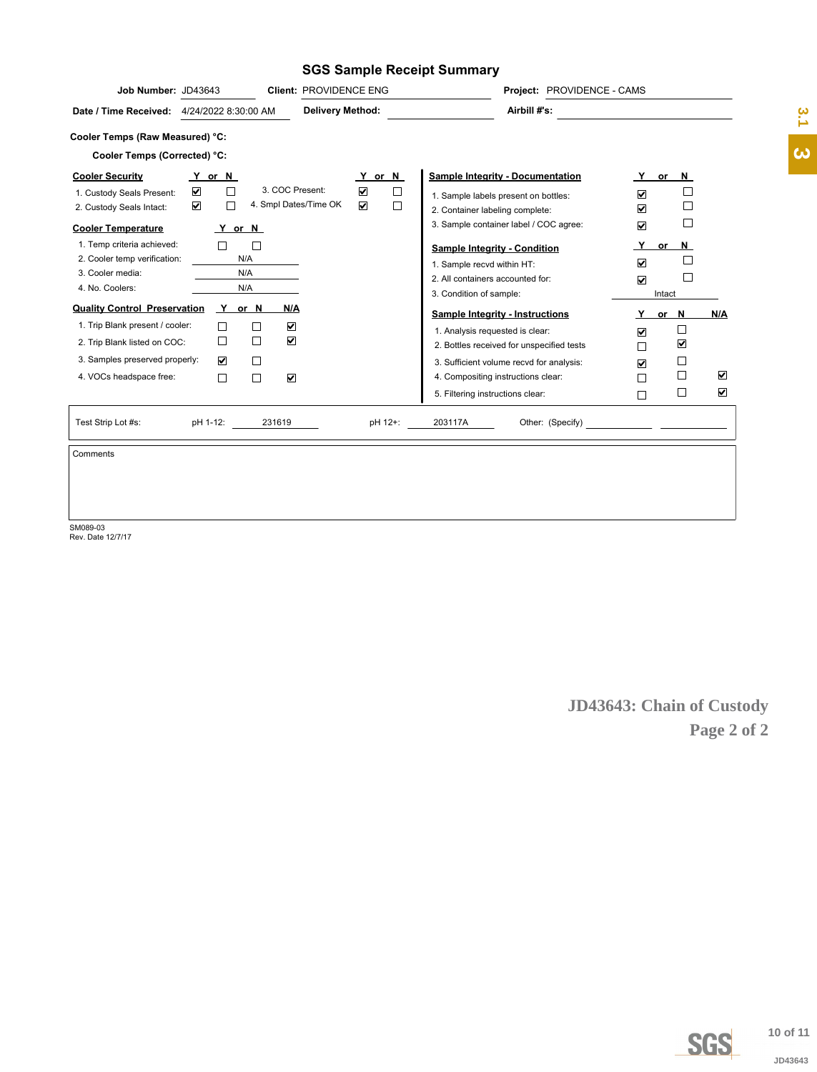# SGS Sample Receipt Summary

**Job Number:** JD43643 **Client:** PROVIDENCE ENG **Project:** PROVIDENCE - CAMS

**Date / Time Received:** 4/24/2022 8:30:00 AM **Delivery Method:** **Airbill #'s:**

**Cooler Temps (Raw Measured) °C:**

**Cooler Temps (Corrected) °C:**

| Cooler Security | Y | N |
|---|---|---|
| 1. Custody Seals Present: | ☑ | ☐ |
| 2. Custody Seals Intact: | ☑ | ☐ |
| 3. COC Present: | ☑ | ☐ |
| 4. Smpl Dates/Time OK | ☑ | ☐ |

| Cooler Temperature | Y | N |
|---|---|---|
| 1. Temp criteria achieved: | ☐ | ☐ |
| 2. Cooler temp verification: | N/A | |
| 3. Cooler media: | N/A | |
| 4. No. Coolers: | N/A | |

| Quality Control Preservation | Y | N | N/A |
|---|---|---|---|
| 1. Trip Blank present / cooler: | ☐ | ☐ | ☑ |
| 2. Trip Blank listed on COC: | ☐ | ☐ | ☑ |
| 3. Samples preserved properly: | ☑ | ☐ | |
| 4. VOCs headspace free: | ☐ | ☐ | ☑ |

| Sample Integrity - Documentation | Y | N |
|---|---|---|
| 1. Sample labels present on bottles: | ☑ | ☐ |
| 2. Container labeling complete: | ☑ | ☐ |
| 3. Sample container label / COC agree: | ☑ | ☐ |

| Sample Integrity - Condition | Y | N |
|---|---|---|
| 1. Sample recvd within HT: | ☑ | ☐ |
| 2. All containers accounted for: | ☑ | ☐ |
| 3. Condition of sample: | Intact | |

| Sample Integrity - Instructions | Y | N | N/A |
|---|---|---|---|
| 1. Analysis requested is clear: | ☑ | ☐ | |
| 2. Bottles received for unspecified tests | ☐ | ☑ | |
| 3. Sufficient volume recvd for analysis: | ☑ | ☐ | |
| 4. Compositing instructions clear: | ☐ | ☐ | ☑ |
| 5. Filtering instructions clear: | ☐ | ☐ | ☑ |

Test Strip Lot #s: pH 1-12: 231619 pH 12+: 203117A Other: (Specify)

Comments

SM089-03
Rev. Date 12/7/17

**JD43643: Chain of Custody**
**Page 2 of 2**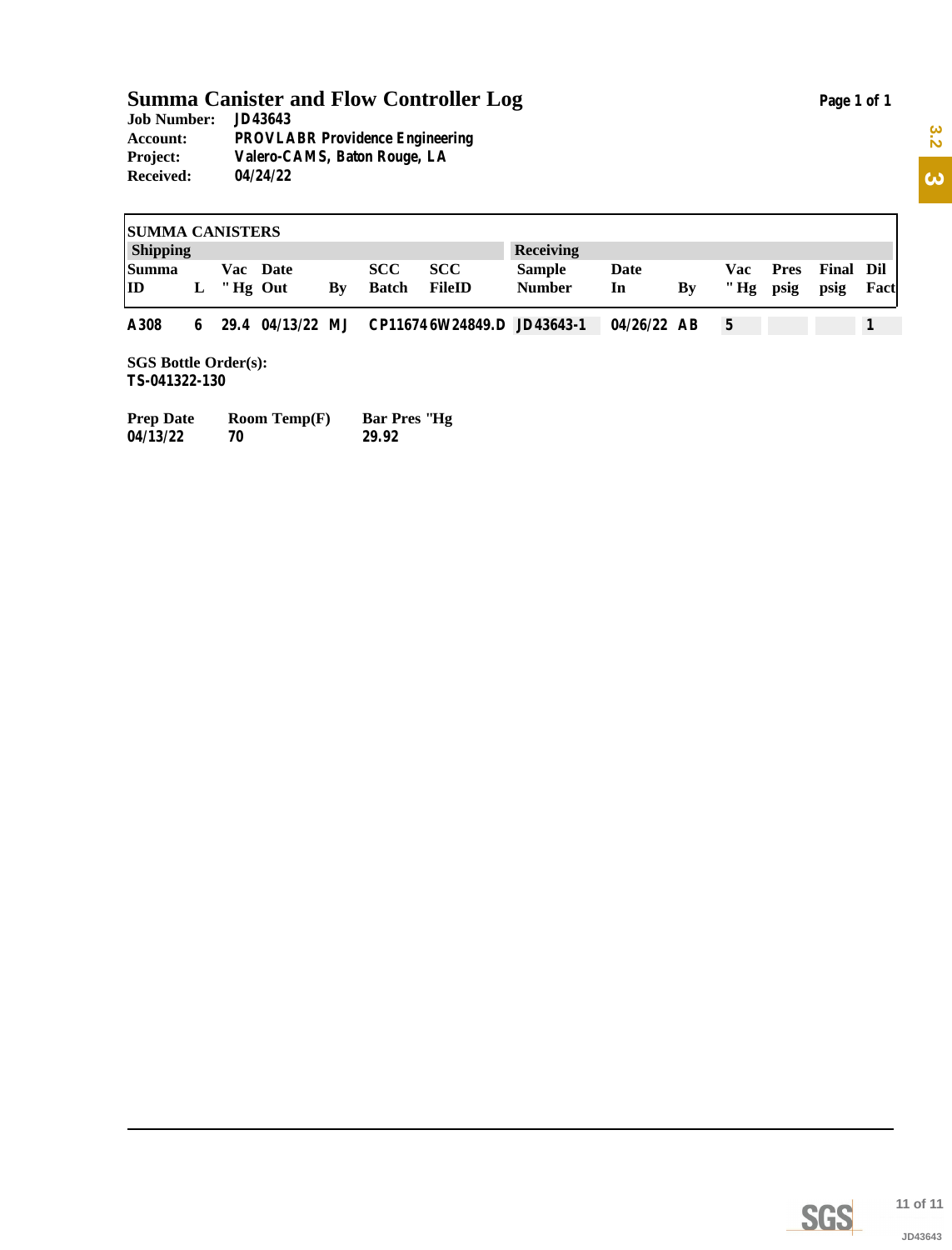# Summa Canister and Flow Controller Log

**Job Number:** JD43643
**Account:** PROVLABR Providence Engineering
**Project:** Valero-CAMS, Baton Rouge, LA
**Received:** 04/24/22

Page 1 of 1

**SUMMA CANISTERS**

| Shipping | | | | | | | Receiving | | | | | | |
|---|---|---|---|---|---|---|---|---|---|---|---|---|---|
| Summa ID | L | Vac " Hg | Date Out | By | SCC Batch | SCC FileID | Sample Number | Date In | By | Vac " Hg | Pres psig | Final psig | Dil Fact |
| A308 | 6 | 29.4 | 04/13/22 | MJ | CP11674 | 6W24849.D | JD43643-1 | 04/26/22 | AB | 5 | | | 1 |

**SGS Bottle Order(s):**
TS-041322-130

| Prep Date | Room Temp(F) | Bar Pres "Hg |
|---|---|---|
| 04/13/22 | 70 | 29.92 |